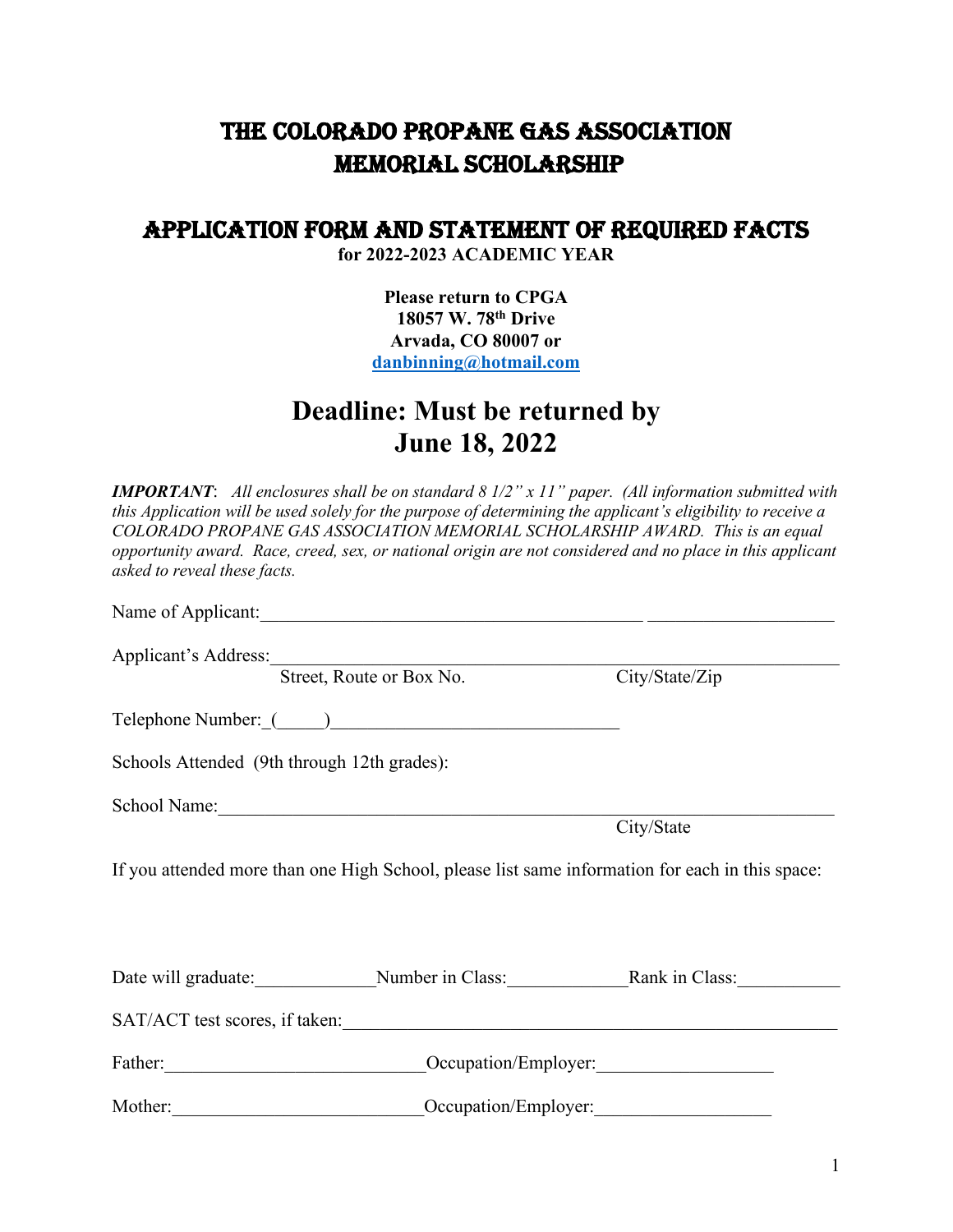# THE COLORADO PROPANE GAS ASSOCIATION MEMORIAL SCHOLARSHIP

## APPLICATION FORM AND STATEMENT OF REQUIRED FACTS

**for 2022-2023 ACADEMIC YEAR**

**Please return to CPGA**
**18057 W. 78th Drive**
**Arvada, CO 80007 or**
**danbinning@hotmail.com**

## Deadline: Must be returned by June 18, 2022

***IMPORTANT***: *All enclosures shall be on standard 8 1/2" x 11" paper. (All information submitted with this Application will be used solely for the purpose of determining the applicant's eligibility to receive a COLORADO PROPANE GAS ASSOCIATION MEMORIAL SCHOLARSHIP AWARD. This is an equal opportunity award. Race, creed, sex, or national origin are not considered and no place in this applicant asked to reveal these facts.*

Name of Applicant:__________________________________________ ____________________

Applicant's Address:______________________________________________________________

Street, Route or Box No. City/State/Zip

Telephone Number:_(_____)______________________________

Schools Attended (9th through 12th grades):

School Name:____________________________________________________________________

City/State

If you attended more than one High School, please list same information for each in this space:

Date will graduate:____________Number in Class:____________Rank in Class:___________

SAT/ACT test scores, if taken:_____________________________________________________

Father:___________________________Occupation/Employer:__________________

Mother:__________________________Occupation/Employer:__________________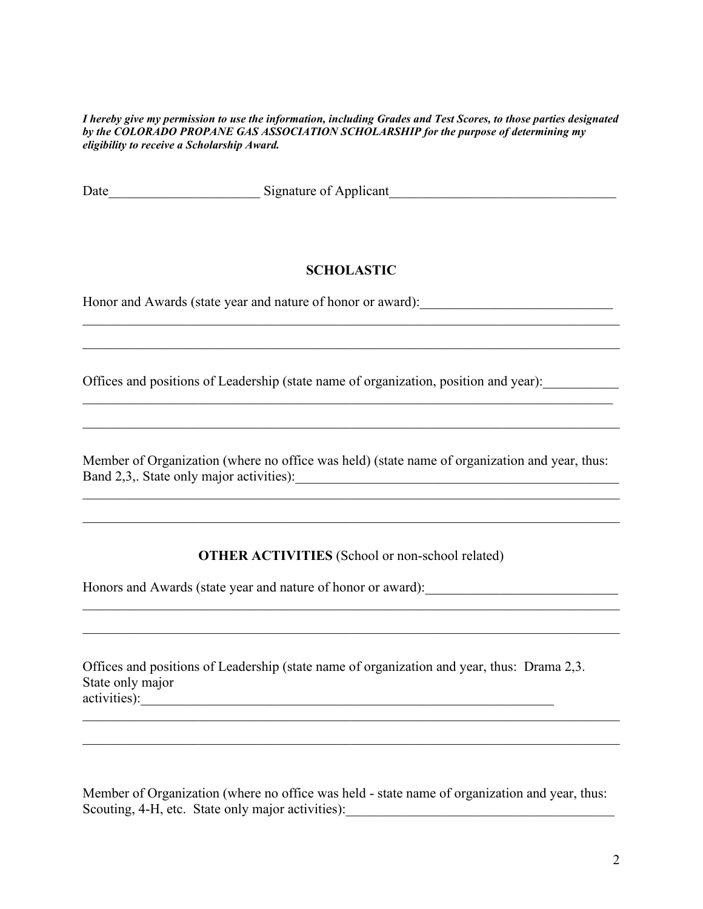***I hereby give my permission to use the information, including Grades and Test Scores, to those parties designated by the COLORADO PROPANE GAS ASSOCIATION SCHOLARSHIP for the purpose of determining my eligibility to receive a Scholarship Award.***

Date______________________ Signature of Applicant_________________________________

## SCHOLASTIC

Honor and Awards (state year and nature of honor or award):____________________________

_________________________________________________________________________________

_________________________________________________________________________________

Offices and positions of Leadership (state name of organization, position and year):___________

_________________________________________________________________________________

_________________________________________________________________________________

Member of Organization (where no office was held) (state name of organization and year, thus: Band 2,3,. State only major activities):__________________________________________________

_________________________________________________________________________________

_________________________________________________________________________________

## OTHER ACTIVITIES (School or non-school related)

Honors and Awards (state year and nature of honor or award):____________________________

_________________________________________________________________________________

_________________________________________________________________________________

Offices and positions of Leadership (state name of organization and year, thus: Drama 2,3. State only major activities):_______________________________________________________________

_________________________________________________________________________________

_________________________________________________________________________________

Member of Organization (where no office was held - state name of organization and year, thus: Scouting, 4-H, etc. State only major activities):________________________________________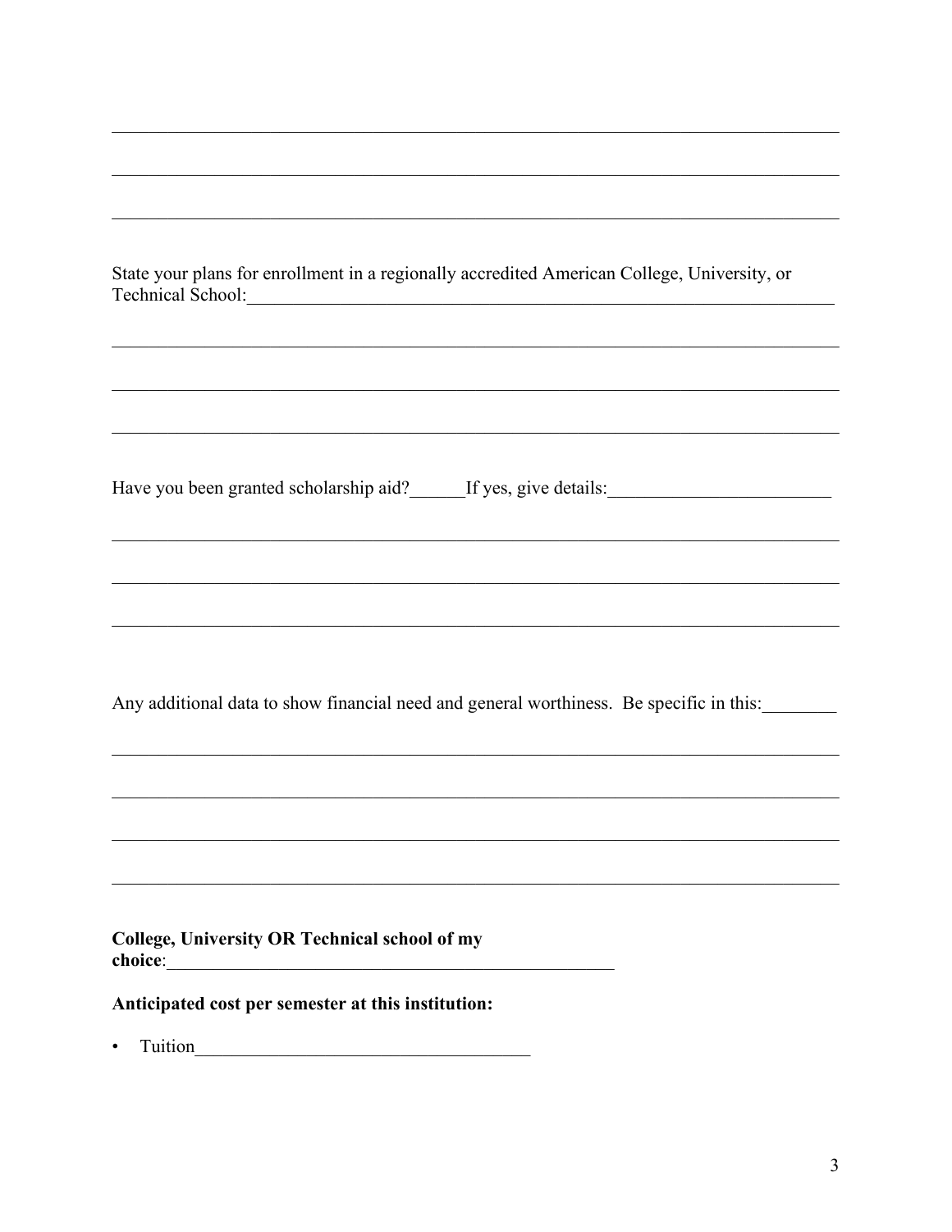\_\_\_\_\_\_\_\_\_\_\_\_\_\_\_\_\_\_\_\_\_\_\_\_\_\_\_\_\_\_\_\_\_\_\_\_\_\_\_\_\_\_\_\_\_\_\_\_\_\_\_\_\_\_\_\_\_\_\_\_\_\_\_\_\_\_\_\_\_\_\_\_\_\_\_\_\_\_

\_\_\_\_\_\_\_\_\_\_\_\_\_\_\_\_\_\_\_\_\_\_\_\_\_\_\_\_\_\_\_\_\_\_\_\_\_\_\_\_\_\_\_\_\_\_\_\_\_\_\_\_\_\_\_\_\_\_\_\_\_\_\_\_\_\_\_\_\_\_\_\_\_\_\_\_\_\_

\_\_\_\_\_\_\_\_\_\_\_\_\_\_\_\_\_\_\_\_\_\_\_\_\_\_\_\_\_\_\_\_\_\_\_\_\_\_\_\_\_\_\_\_\_\_\_\_\_\_\_\_\_\_\_\_\_\_\_\_\_\_\_\_\_\_\_\_\_\_\_\_\_\_\_\_\_\_

State your plans for enrollment in a regionally accredited American College, University, or Technical School:\_\_\_\_\_\_\_\_\_\_\_\_\_\_\_\_\_\_\_\_\_\_\_\_\_\_\_\_\_\_\_\_\_\_\_\_\_\_\_\_\_\_\_\_\_\_\_\_\_\_\_\_\_\_\_\_\_\_\_\_

\_\_\_\_\_\_\_\_\_\_\_\_\_\_\_\_\_\_\_\_\_\_\_\_\_\_\_\_\_\_\_\_\_\_\_\_\_\_\_\_\_\_\_\_\_\_\_\_\_\_\_\_\_\_\_\_\_\_\_\_\_\_\_\_\_\_\_\_\_\_\_\_\_\_\_\_\_\_

\_\_\_\_\_\_\_\_\_\_\_\_\_\_\_\_\_\_\_\_\_\_\_\_\_\_\_\_\_\_\_\_\_\_\_\_\_\_\_\_\_\_\_\_\_\_\_\_\_\_\_\_\_\_\_\_\_\_\_\_\_\_\_\_\_\_\_\_\_\_\_\_\_\_\_\_\_\_

\_\_\_\_\_\_\_\_\_\_\_\_\_\_\_\_\_\_\_\_\_\_\_\_\_\_\_\_\_\_\_\_\_\_\_\_\_\_\_\_\_\_\_\_\_\_\_\_\_\_\_\_\_\_\_\_\_\_\_\_\_\_\_\_\_\_\_\_\_\_\_\_\_\_\_\_\_\_

Have you been granted scholarship aid?\_\_\_\_\_\_If yes, give details:\_\_\_\_\_\_\_\_\_\_\_\_\_\_\_\_\_\_\_\_\_\_\_\_\_\_

\_\_\_\_\_\_\_\_\_\_\_\_\_\_\_\_\_\_\_\_\_\_\_\_\_\_\_\_\_\_\_\_\_\_\_\_\_\_\_\_\_\_\_\_\_\_\_\_\_\_\_\_\_\_\_\_\_\_\_\_\_\_\_\_\_\_\_\_\_\_\_\_\_\_\_\_\_\_

\_\_\_\_\_\_\_\_\_\_\_\_\_\_\_\_\_\_\_\_\_\_\_\_\_\_\_\_\_\_\_\_\_\_\_\_\_\_\_\_\_\_\_\_\_\_\_\_\_\_\_\_\_\_\_\_\_\_\_\_\_\_\_\_\_\_\_\_\_\_\_\_\_\_\_\_\_\_

\_\_\_\_\_\_\_\_\_\_\_\_\_\_\_\_\_\_\_\_\_\_\_\_\_\_\_\_\_\_\_\_\_\_\_\_\_\_\_\_\_\_\_\_\_\_\_\_\_\_\_\_\_\_\_\_\_\_\_\_\_\_\_\_\_\_\_\_\_\_\_\_\_\_\_\_\_\_

Any additional data to show financial need and general worthiness. Be specific in this:\_\_\_\_\_\_\_\_

\_\_\_\_\_\_\_\_\_\_\_\_\_\_\_\_\_\_\_\_\_\_\_\_\_\_\_\_\_\_\_\_\_\_\_\_\_\_\_\_\_\_\_\_\_\_\_\_\_\_\_\_\_\_\_\_\_\_\_\_\_\_\_\_\_\_\_\_\_\_\_\_\_\_\_\_\_\_

\_\_\_\_\_\_\_\_\_\_\_\_\_\_\_\_\_\_\_\_\_\_\_\_\_\_\_\_\_\_\_\_\_\_\_\_\_\_\_\_\_\_\_\_\_\_\_\_\_\_\_\_\_\_\_\_\_\_\_\_\_\_\_\_\_\_\_\_\_\_\_\_\_\_\_\_\_\_

\_\_\_\_\_\_\_\_\_\_\_\_\_\_\_\_\_\_\_\_\_\_\_\_\_\_\_\_\_\_\_\_\_\_\_\_\_\_\_\_\_\_\_\_\_\_\_\_\_\_\_\_\_\_\_\_\_\_\_\_\_\_\_\_\_\_\_\_\_\_\_\_\_\_\_\_\_\_

\_\_\_\_\_\_\_\_\_\_\_\_\_\_\_\_\_\_\_\_\_\_\_\_\_\_\_\_\_\_\_\_\_\_\_\_\_\_\_\_\_\_\_\_\_\_\_\_\_\_\_\_\_\_\_\_\_\_\_\_\_\_\_\_\_\_\_\_\_\_\_\_\_\_\_\_\_\_

**College, University OR Technical school of my choice**:\_\_\_\_\_\_\_\_\_\_\_\_\_\_\_\_\_\_\_\_\_\_\_\_\_\_\_\_\_\_\_\_\_\_\_\_\_\_\_\_\_\_\_\_\_\_\_\_

**Anticipated cost per semester at this institution:**

- Tuition\_\_\_\_\_\_\_\_\_\_\_\_\_\_\_\_\_\_\_\_\_\_\_\_\_\_\_\_\_\_\_\_\_\_\_\_\_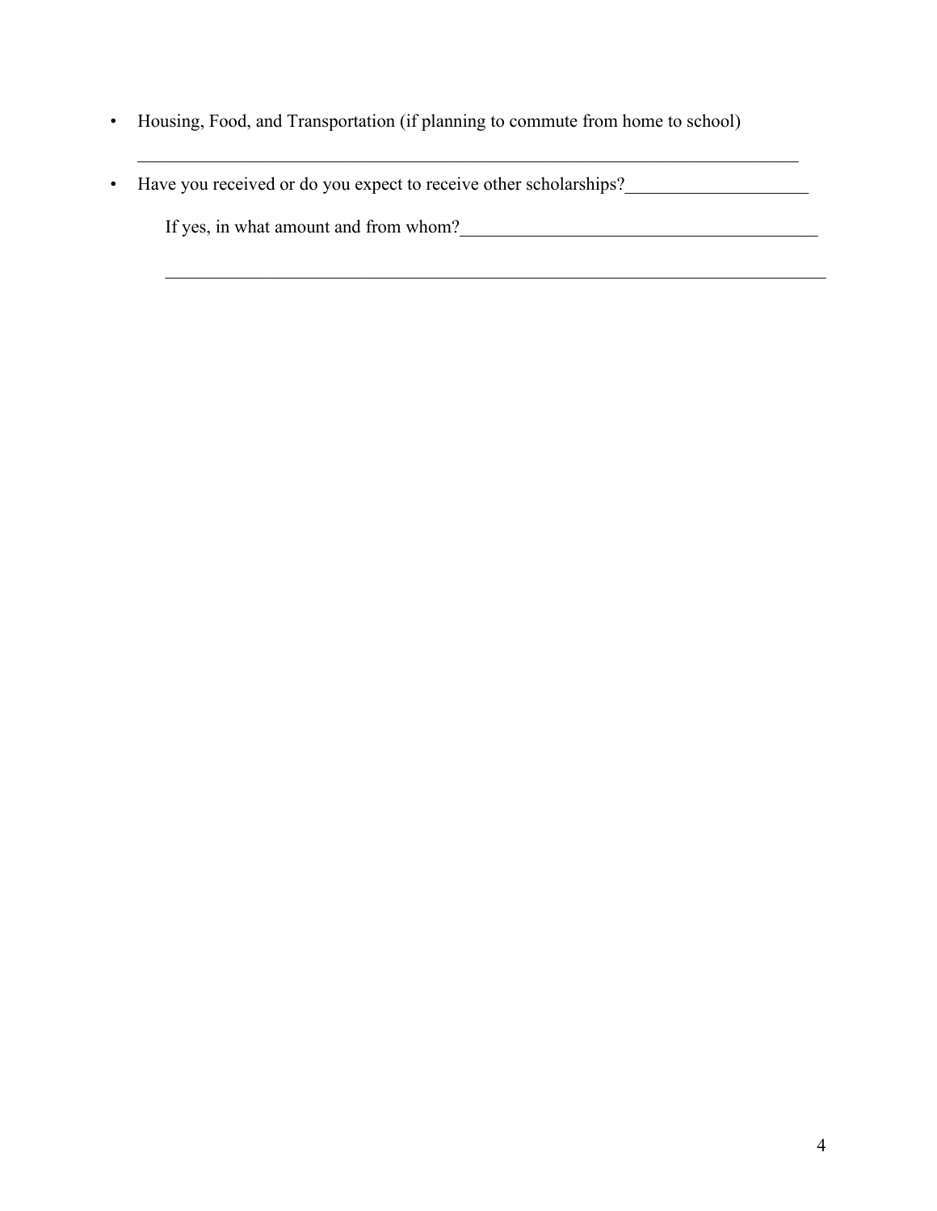- Housing, Food, and Transportation (if planning to commute from home to school)

  ______________________________________________________________________________

- Have you received or do you expect to receive other scholarships?____________________

  If yes, in what amount and from whom?_______________________________________

  ______________________________________________________________________________